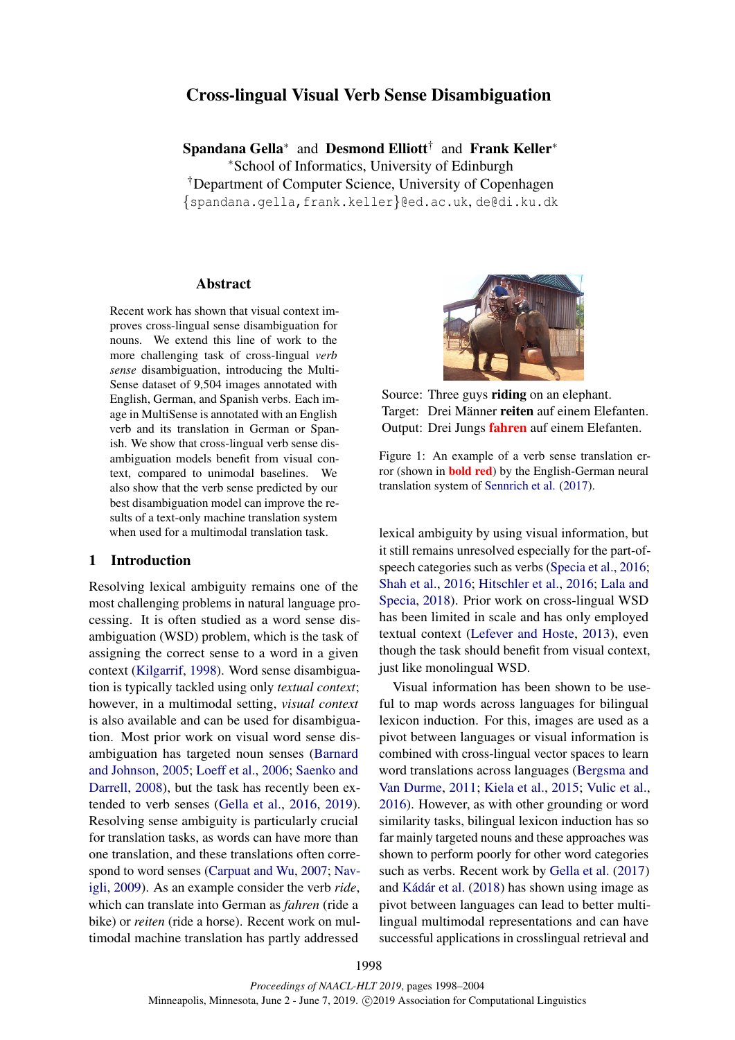# Cross-lingual Visual Verb Sense Disambiguation

**Spandana Gella**[*] and **Desmond Elliott**[†] and **Frank Keller**[*]

[*]School of Informatics, University of Edinburgh

[†]Department of Computer Science, University of Copenhagen

{spandana.gella,frank.keller}@ed.ac.uk, de@di.ku.dk

## Abstract

Recent work has shown that visual context improves cross-lingual sense disambiguation for nouns. We extend this line of work to the more challenging task of cross-lingual *verb sense* disambiguation, introducing the MultiSense dataset of 9,504 images annotated with English, German, and Spanish verbs. Each image in MultiSense is annotated with an English verb and its translation in German or Spanish. We show that cross-lingual verb sense disambiguation models benefit from visual context, compared to unimodal baselines. We also show that the verb sense predicted by our best disambiguation model can improve the results of a text-only machine translation system when used for a multimodal translation task.

## 1 Introduction

Resolving lexical ambiguity remains one of the most challenging problems in natural language processing. It is often studied as a word sense disambiguation (WSD) problem, which is the task of assigning the correct sense to a word in a given context (Kilgarrif, 1998). Word sense disambiguation is typically tackled using only *textual context*; however, in a multimodal setting, *visual context* is also available and can be used for disambiguation. Most prior work on visual word sense disambiguation has targeted noun senses (Barnard and Johnson, 2005; Loeff et al., 2006; Saenko and Darrell, 2008), but the task has recently been extended to verb senses (Gella et al., 2016, 2019). Resolving sense ambiguity is particularly crucial for translation tasks, as words can have more than one translation, and these translations often correspond to word senses (Carpuat and Wu, 2007; Navigli, 2009). As an example consider the verb *ride*, which can translate into German as *fahren* (ride a bike) or *reiten* (ride a horse). Recent work on multimodal machine translation has partly addressed lexical ambiguity by using visual information, but it still remains unresolved especially for the part-of-speech categories such as verbs (Specia et al., 2016; Shah et al., 2016; Hitschler et al., 2016; Lala and Specia, 2018). Prior work on cross-lingual WSD has been limited in scale and has only employed textual context (Lefever and Hoste, 2013), even though the task should benefit from visual context, just like monolingual WSD.

Source: Three guys **riding** on an elephant.
Target: Drei Männer **reiten** auf einem Elefanten.
Output: Drei Jungs **fahren** auf einem Elefanten.

Figure 1: An example of a verb sense translation error (shown in **bold red**) by the English-German neural translation system of Sennrich et al. (2017).

Visual information has been shown to be useful to map words across languages for bilingual lexicon induction. For this, images are used as a pivot between languages or visual information is combined with cross-lingual vector spaces to learn word translations across languages (Bergsma and Van Durme, 2011; Kiela et al., 2015; Vulic et al., 2016). However, as with other grounding or word similarity tasks, bilingual lexicon induction has so far mainly targeted nouns and these approaches was shown to perform poorly for other word categories such as verbs. Recent work by Gella et al. (2017) and Kádár et al. (2018) has shown using image as pivot between languages can lead to better multilingual multimodal representations and can have successful applications in crosslingual retrieval and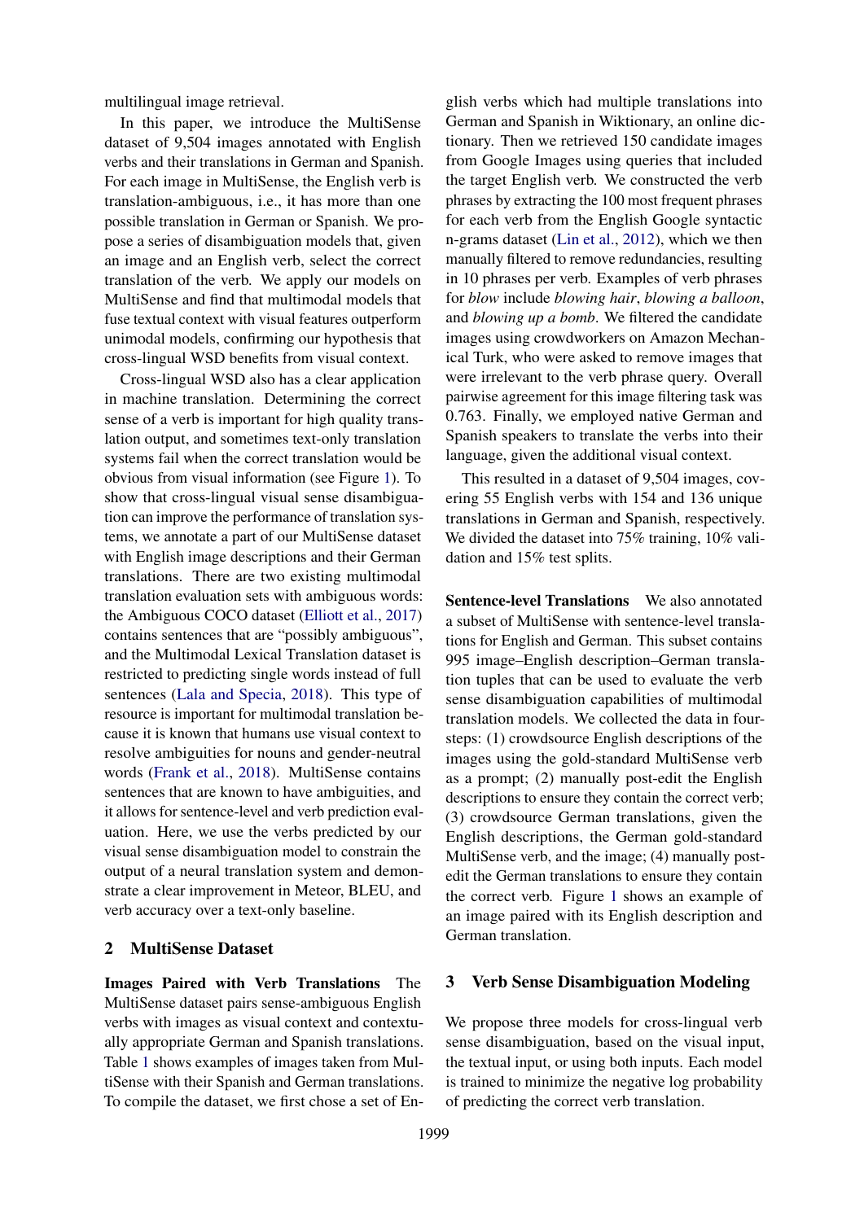multilingual image retrieval.

In this paper, we introduce the MultiSense dataset of 9,504 images annotated with English verbs and their translations in German and Spanish. For each image in MultiSense, the English verb is translation-ambiguous, i.e., it has more than one possible translation in German or Spanish. We propose a series of disambiguation models that, given an image and an English verb, select the correct translation of the verb. We apply our models on MultiSense and find that multimodal models that fuse textual context with visual features outperform unimodal models, confirming our hypothesis that cross-lingual WSD benefits from visual context.

Cross-lingual WSD also has a clear application in machine translation. Determining the correct sense of a verb is important for high quality translation output, and sometimes text-only translation systems fail when the correct translation would be obvious from visual information (see Figure 1). To show that cross-lingual visual sense disambiguation can improve the performance of translation systems, we annotate a part of our MultiSense dataset with English image descriptions and their German translations. There are two existing multimodal translation evaluation sets with ambiguous words: the Ambiguous COCO dataset (Elliott et al., 2017) contains sentences that are "possibly ambiguous", and the Multimodal Lexical Translation dataset is restricted to predicting single words instead of full sentences (Lala and Specia, 2018). This type of resource is important for multimodal translation because it is known that humans use visual context to resolve ambiguities for nouns and gender-neutral words (Frank et al., 2018). MultiSense contains sentences that are known to have ambiguities, and it allows for sentence-level and verb prediction evaluation. Here, we use the verbs predicted by our visual sense disambiguation model to constrain the output of a neural translation system and demonstrate a clear improvement in Meteor, BLEU, and verb accuracy over a text-only baseline.

## 2 MultiSense Dataset

**Images Paired with Verb Translations** The MultiSense dataset pairs sense-ambiguous English verbs with images as visual context and contextually appropriate German and Spanish translations. Table 1 shows examples of images taken from MultiSense with their Spanish and German translations. To compile the dataset, we first chose a set of English verbs which had multiple translations into German and Spanish in Wiktionary, an online dictionary. Then we retrieved 150 candidate images from Google Images using queries that included the target English verb. We constructed the verb phrases by extracting the 100 most frequent phrases for each verb from the English Google syntactic n-grams dataset (Lin et al., 2012), which we then manually filtered to remove redundancies, resulting in 10 phrases per verb. Examples of verb phrases for *blow* include *blowing hair*, *blowing a balloon*, and *blowing up a bomb*. We filtered the candidate images using crowdworkers on Amazon Mechanical Turk, who were asked to remove images that were irrelevant to the verb phrase query. Overall pairwise agreement for this image filtering task was 0.763. Finally, we employed native German and Spanish speakers to translate the verbs into their language, given the additional visual context.

This resulted in a dataset of 9,504 images, covering 55 English verbs with 154 and 136 unique translations in German and Spanish, respectively. We divided the dataset into 75% training, 10% validation and 15% test splits.

**Sentence-level Translations** We also annotated a subset of MultiSense with sentence-level translations for English and German. This subset contains 995 image–English description–German translation tuples that can be used to evaluate the verb sense disambiguation capabilities of multimodal translation models. We collected the data in four-steps: (1) crowdsource English descriptions of the images using the gold-standard MultiSense verb as a prompt; (2) manually post-edit the English descriptions to ensure they contain the correct verb; (3) crowdsource German translations, given the English descriptions, the German gold-standard MultiSense verb, and the image; (4) manually post-edit the German translations to ensure they contain the correct verb. Figure 1 shows an example of an image paired with its English description and German translation.

## 3 Verb Sense Disambiguation Modeling

We propose three models for cross-lingual verb sense disambiguation, based on the visual input, the textual input, or using both inputs. Each model is trained to minimize the negative log probability of predicting the correct verb translation.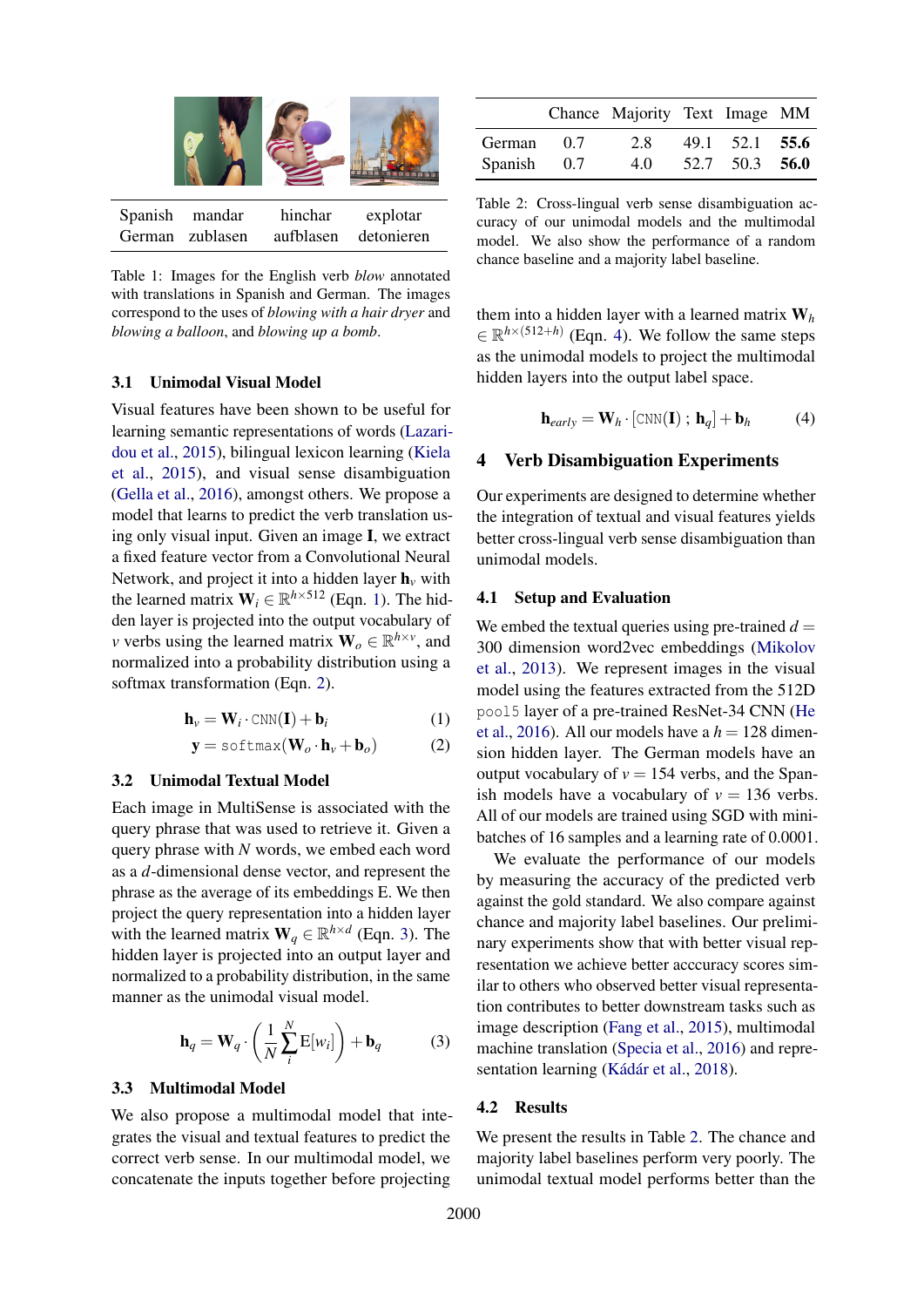| Spanish | mandar | hinchar | explotar |
|---|---|---|---|
| German | zublasen | aufblasen | detonieren |

Table 1: Images for the English verb *blow* annotated with translations in Spanish and German. The images correspond to the uses of *blowing with a hair dryer* and *blowing a balloon*, and *blowing up a bomb*.

### 3.1 Unimodal Visual Model

Visual features have been shown to be useful for learning semantic representations of words (Lazaridou et al., 2015), bilingual lexicon learning (Kiela et al., 2015), and visual sense disambiguation (Gella et al., 2016), amongst others. We propose a model that learns to predict the verb translation using only visual input. Given an image $\mathbf{I}$, we extract a fixed feature vector from a Convolutional Neural Network, and project it into a hidden layer $\mathbf{h}_v$ with the learned matrix $\mathbf{W}_i \in \mathbb{R}^{h \times 512}$ (Eqn. 1). The hidden layer is projected into the output vocabulary of $v$ verbs using the learned matrix $\mathbf{W}_o \in \mathbb{R}^{h \times v}$, and normalized into a probability distribution using a softmax transformation (Eqn. 2).

$$\mathbf{h}_v = \mathbf{W}_i \cdot \texttt{CNN}(\mathbf{I}) + \mathbf{b}_i \tag{1}$$

$$\mathbf{y} = \texttt{softmax}(\mathbf{W}_o \cdot \mathbf{h}_v + \mathbf{b}_o) \tag{2}$$

### 3.2 Unimodal Textual Model

Each image in MultiSense is associated with the query phrase that was used to retrieve it. Given a query phrase with $N$ words, we embed each word as a $d$-dimensional dense vector, and represent the phrase as the average of its embeddings E. We then project the query representation into a hidden layer with the learned matrix $\mathbf{W}_q \in \mathbb{R}^{h \times d}$ (Eqn. 3). The hidden layer is projected into an output layer and normalized to a probability distribution, in the same manner as the unimodal visual model.

$$\mathbf{h}_q = \mathbf{W}_q \cdot \left( \frac{1}{N} \sum_{i}^{N} \mathrm{E}[w_i] \right) + \mathbf{b}_q \tag{3}$$

### 3.3 Multimodal Model

We also propose a multimodal model that integrates the visual and textual features to predict the correct verb sense. In our multimodal model, we concatenate the inputs together before projecting them into a hidden layer with a learned matrix $\mathbf{W}_h \in \mathbb{R}^{h \times (512+h)}$ (Eqn. 4). We follow the same steps as the unimodal models to project the multimodal hidden layers into the output label space.

$$\mathbf{h}_{early} = \mathbf{W}_h \cdot [\texttt{CNN}(\mathbf{I})\,;\, \mathbf{h}_q] + \mathbf{b}_h \tag{4}$$

| | Chance | Majority | Text | Image | MM |
|---|---|---|---|---|---|
| German | 0.7 | 2.8 | 49.1 | 52.1 | **55.6** |
| Spanish | 0.7 | 4.0 | 52.7 | 50.3 | **56.0** |

Table 2: Cross-lingual verb sense disambiguation accuracy of our unimodal models and the multimodal model. We also show the performance of a random chance baseline and a majority label baseline.

## 4 Verb Disambiguation Experiments

Our experiments are designed to determine whether the integration of textual and visual features yields better cross-lingual verb sense disambiguation than unimodal models.

### 4.1 Setup and Evaluation

We embed the textual queries using pre-trained $d = 300$ dimension word2vec embeddings (Mikolov et al., 2013). We represent images in the visual model using the features extracted from the 512D `pool5` layer of a pre-trained ResNet-34 CNN (He et al., 2016). All our models have a $h = 128$ dimension hidden layer. The German models have an output vocabulary of $v = 154$ verbs, and the Spanish models have a vocabulary of $v = 136$ verbs. All of our models are trained using SGD with mini-batches of 16 samples and a learning rate of 0.0001.

We evaluate the performance of our models by measuring the accuracy of the predicted verb against the gold standard. We also compare against chance and majority label baselines. Our preliminary experiments show that with better visual representation we achieve better acccuracy scores similar to others who observed better visual representation contributes to better downstream tasks such as image description (Fang et al., 2015), multimodal machine translation (Specia et al., 2016) and representation learning (Kádár et al., 2018).

### 4.2 Results

We present the results in Table 2. The chance and majority label baselines perform very poorly. The unimodal textual model performs better than the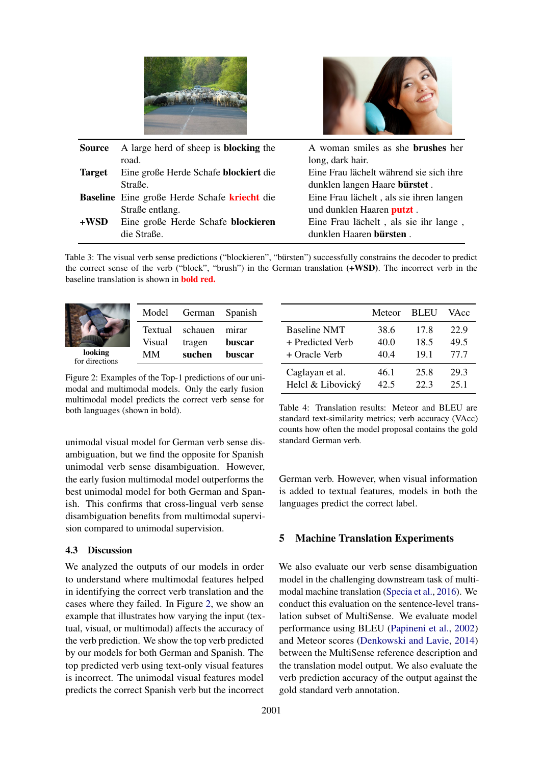| | A large herd of sheep | A woman smiles |
|---|---|---|
| **Source** | A large herd of sheep is **blocking** the road. | A woman smiles as she **brushes** her long, dark hair. |
| **Target** | Eine große Herde Schafe **blockiert** die Straße. | Eine Frau lächelt während sie sich ihre dunklen langen Haare **bürstet** . |
| **Baseline** | Eine große Herde Schafe **kriecht** die Straße entlang. | Eine Frau lächelt , als sie ihren langen und dunklen Haaren **putzt** . |
| **+WSD** | Eine große Herde Schafe **blockieren** die Straße. | Eine Frau lächelt , als sie ihr lange , dunklen Haaren **bürsten** . |

Table 3: The visual verb sense predictions (“blockieren”, “bürsten”) successfully constrains the decoder to predict the correct sense of the verb (“block”, “brush”) in the German translation **(+WSD)**. The incorrect verb in the baseline translation is shown in **bold red.**

**looking** for directions

| Model | German | Spanish |
|---|---|---|
| Textual | schauen | mirar |
| Visual | tragen | **buscar** |
| MM | **suchen** | **buscar** |

Figure 2: Examples of the Top-1 predictions of our unimodal and multimodal models. Only the early fusion multimodal model predicts the correct verb sense for both languages (shown in bold).

unimodal visual model for German verb sense disambiguation, but we find the opposite for Spanish unimodal verb sense disambiguation. However, the early fusion multimodal model outperforms the best unimodal model for both German and Spanish. This confirms that cross-lingual verb sense disambiguation benefits from multimodal supervision compared to unimodal supervision.

### 4.3 Discussion

We analyzed the outputs of our models in order to understand where multimodal features helped in identifying the correct verb translation and the cases where they failed. In Figure 2, we show an example that illustrates how varying the input (textual, visual, or multimodal) affects the accuracy of the verb prediction. We show the top verb predicted by our models for both German and Spanish. The top predicted verb using text-only visual features is incorrect. The unimodal visual features model predicts the correct Spanish verb but the incorrect German verb. However, when visual information is added to textual features, models in both the languages predict the correct label.

| | Meteor | BLEU | VAcc |
|---|---|---|---|
| Baseline NMT | 38.6 | 17.8 | 22.9 |
| + Predicted Verb | 40.0 | 18.5 | 49.5 |
| + Oracle Verb | 40.4 | 19.1 | 77.7 |
| Caglayan et al. | 46.1 | 25.8 | 29.3 |
| Helcl & Libovický | 42.5 | 22.3 | 25.1 |

Table 4: Translation results: Meteor and BLEU are standard text-similarity metrics; verb accuracy (VAcc) counts how often the model proposal contains the gold standard German verb.

## 5 Machine Translation Experiments

We also evaluate our verb sense disambiguation model in the challenging downstream task of multimodal machine translation (Specia et al., 2016). We conduct this evaluation on the sentence-level translation subset of MultiSense. We evaluate model performance using BLEU (Papineni et al., 2002) and Meteor scores (Denkowski and Lavie, 2014) between the MultiSense reference description and the translation model output. We also evaluate the verb prediction accuracy of the output against the gold standard verb annotation.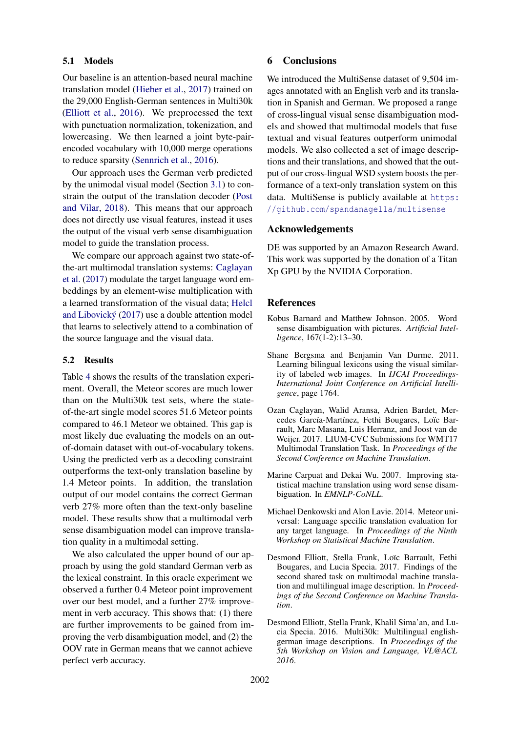### 5.1 Models

Our baseline is an attention-based neural machine translation model (Hieber et al., 2017) trained on the 29,000 English-German sentences in Multi30k (Elliott et al., 2016). We preprocessed the text with punctuation normalization, tokenization, and lowercasing. We then learned a joint byte-pair-encoded vocabulary with 10,000 merge operations to reduce sparsity (Sennrich et al., 2016).

Our approach uses the German verb predicted by the unimodal visual model (Section 3.1) to constrain the output of the translation decoder (Post and Vilar, 2018). This means that our approach does not directly use visual features, instead it uses the output of the visual verb sense disambiguation model to guide the translation process.

We compare our approach against two state-of-the-art multimodal translation systems: Caglayan et al. (2017) modulate the target language word embeddings by an element-wise multiplication with a learned transformation of the visual data; Helcl and Libovický (2017) use a double attention model that learns to selectively attend to a combination of the source language and the visual data.

### 5.2 Results

Table 4 shows the results of the translation experiment. Overall, the Meteor scores are much lower than on the Multi30k test sets, where the state-of-the-art single model scores 51.6 Meteor points compared to 46.1 Meteor we obtained. This gap is most likely due evaluating the models on an out-of-domain dataset with out-of-vocabulary tokens. Using the predicted verb as a decoding constraint outperforms the text-only translation baseline by 1.4 Meteor points. In addition, the translation output of our model contains the correct German verb 27% more often than the text-only baseline model. These results show that a multimodal verb sense disambiguation model can improve translation quality in a multimodal setting.

We also calculated the upper bound of our approach by using the gold standard German verb as the lexical constraint. In this oracle experiment we observed a further 0.4 Meteor point improvement over our best model, and a further 27% improvement in verb accuracy. This shows that: (1) there are further improvements to be gained from improving the verb disambiguation model, and (2) the OOV rate in German means that we cannot achieve perfect verb accuracy.

## 6 Conclusions

We introduced the MultiSense dataset of 9,504 images annotated with an English verb and its translation in Spanish and German. We proposed a range of cross-lingual visual sense disambiguation models and showed that multimodal models that fuse textual and visual features outperform unimodal models. We also collected a set of image descriptions and their translations, and showed that the output of our cross-lingual WSD system boosts the performance of a text-only translation system on this data. MultiSense is publicly available at https://github.com/spandanagella/multisense

## Acknowledgements

DE was supported by an Amazon Research Award. This work was supported by the donation of a Titan Xp GPU by the NVIDIA Corporation.

## References

Kobus Barnard and Matthew Johnson. 2005. Word sense disambiguation with pictures. *Artificial Intelligence*, 167(1-2):13–30.

Shane Bergsma and Benjamin Van Durme. 2011. Learning bilingual lexicons using the visual similarity of labeled web images. In *IJCAI Proceedings-International Joint Conference on Artificial Intelligence*, page 1764.

Ozan Caglayan, Walid Aransa, Adrien Bardet, Mercedes García-Martínez, Fethi Bougares, Loïc Barrault, Marc Masana, Luis Herranz, and Joost van de Weijer. 2017. LIUM-CVC Submissions for WMT17 Multimodal Translation Task. In *Proceedings of the Second Conference on Machine Translation*.

Marine Carpuat and Dekai Wu. 2007. Improving statistical machine translation using word sense disambiguation. In *EMNLP-CoNLL*.

Michael Denkowski and Alon Lavie. 2014. Meteor universal: Language specific translation evaluation for any target language. In *Proceedings of the Ninth Workshop on Statistical Machine Translation*.

Desmond Elliott, Stella Frank, Loïc Barrault, Fethi Bougares, and Lucia Specia. 2017. Findings of the second shared task on multimodal machine translation and multilingual image description. In *Proceedings of the Second Conference on Machine Translation*.

Desmond Elliott, Stella Frank, Khalil Sima'an, and Lucia Specia. 2016. Multi30k: Multilingual english-german image descriptions. In *Proceedings of the 5th Workshop on Vision and Language, VL@ACL 2016*.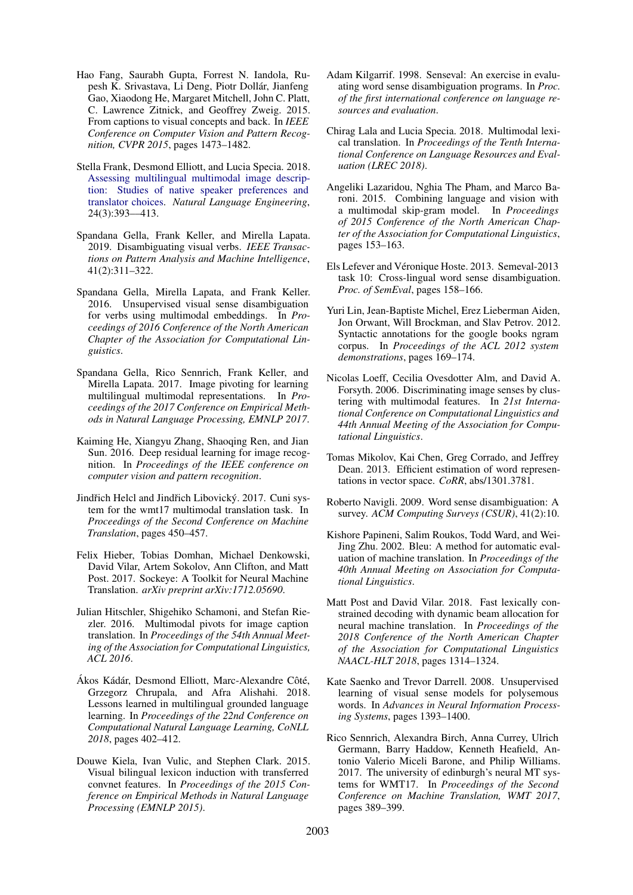Hao Fang, Saurabh Gupta, Forrest N. Iandola, Rupesh K. Srivastava, Li Deng, Piotr Dollár, Jianfeng Gao, Xiaodong He, Margaret Mitchell, John C. Platt, C. Lawrence Zitnick, and Geoffrey Zweig. 2015. From captions to visual concepts and back. In *IEEE Conference on Computer Vision and Pattern Recognition, CVPR 2015*, pages 1473–1482.

Stella Frank, Desmond Elliott, and Lucia Specia. 2018. Assessing multilingual multimodal image description: Studies of native speaker preferences and translator choices. *Natural Language Engineering*, 24(3):393—413.

Spandana Gella, Frank Keller, and Mirella Lapata. 2019. Disambiguating visual verbs. *IEEE Transactions on Pattern Analysis and Machine Intelligence*, 41(2):311–322.

Spandana Gella, Mirella Lapata, and Frank Keller. 2016. Unsupervised visual sense disambiguation for verbs using multimodal embeddings. In *Proceedings of 2016 Conference of the North American Chapter of the Association for Computational Linguistics*.

Spandana Gella, Rico Sennrich, Frank Keller, and Mirella Lapata. 2017. Image pivoting for learning multilingual multimodal representations. In *Proceedings of the 2017 Conference on Empirical Methods in Natural Language Processing, EMNLP 2017*.

Kaiming He, Xiangyu Zhang, Shaoqing Ren, and Jian Sun. 2016. Deep residual learning for image recognition. In *Proceedings of the IEEE conference on computer vision and pattern recognition*.

Jindřich Helcl and Jindřich Libovický. 2017. Cuni system for the wmt17 multimodal translation task. In *Proceedings of the Second Conference on Machine Translation*, pages 450–457.

Felix Hieber, Tobias Domhan, Michael Denkowski, David Vilar, Artem Sokolov, Ann Clifton, and Matt Post. 2017. Sockeye: A Toolkit for Neural Machine Translation. *arXiv preprint arXiv:1712.05690*.

Julian Hitschler, Shigehiko Schamoni, and Stefan Riezler. 2016. Multimodal pivots for image caption translation. In *Proceedings of the 54th Annual Meeting of the Association for Computational Linguistics, ACL 2016*.

Ákos Kádár, Desmond Elliott, Marc-Alexandre Côté, Grzegorz Chrupala, and Afra Alishahi. 2018. Lessons learned in multilingual grounded language learning. In *Proceedings of the 22nd Conference on Computational Natural Language Learning, CoNLL 2018*, pages 402–412.

Douwe Kiela, Ivan Vulic, and Stephen Clark. 2015. Visual bilingual lexicon induction with transferred convnet features. In *Proceedings of the 2015 Conference on Empirical Methods in Natural Language Processing (EMNLP 2015)*.

Adam Kilgarrif. 1998. Senseval: An exercise in evaluating word sense disambiguation programs. In *Proc. of the first international conference on language resources and evaluation*.

Chirag Lala and Lucia Specia. 2018. Multimodal lexical translation. In *Proceedings of the Tenth International Conference on Language Resources and Evaluation (LREC 2018)*.

Angeliki Lazaridou, Nghia The Pham, and Marco Baroni. 2015. Combining language and vision with a multimodal skip-gram model. In *Proceedings of 2015 Conference of the North American Chapter of the Association for Computational Linguistics*, pages 153–163.

Els Lefever and Véronique Hoste. 2013. Semeval-2013 task 10: Cross-lingual word sense disambiguation. *Proc. of SemEval*, pages 158–166.

Yuri Lin, Jean-Baptiste Michel, Erez Lieberman Aiden, Jon Orwant, Will Brockman, and Slav Petrov. 2012. Syntactic annotations for the google books ngram corpus. In *Proceedings of the ACL 2012 system demonstrations*, pages 169–174.

Nicolas Loeff, Cecilia Ovesdotter Alm, and David A. Forsyth. 2006. Discriminating image senses by clustering with multimodal features. In *21st International Conference on Computational Linguistics and 44th Annual Meeting of the Association for Computational Linguistics*.

Tomas Mikolov, Kai Chen, Greg Corrado, and Jeffrey Dean. 2013. Efficient estimation of word representations in vector space. *CoRR*, abs/1301.3781.

Roberto Navigli. 2009. Word sense disambiguation: A survey. *ACM Computing Surveys (CSUR)*, 41(2):10.

Kishore Papineni, Salim Roukos, Todd Ward, and Wei-Jing Zhu. 2002. Bleu: A method for automatic evaluation of machine translation. In *Proceedings of the 40th Annual Meeting on Association for Computational Linguistics*.

Matt Post and David Vilar. 2018. Fast lexically constrained decoding with dynamic beam allocation for neural machine translation. In *Proceedings of the 2018 Conference of the North American Chapter of the Association for Computational Linguistics NAACL-HLT 2018*, pages 1314–1324.

Kate Saenko and Trevor Darrell. 2008. Unsupervised learning of visual sense models for polysemous words. In *Advances in Neural Information Processing Systems*, pages 1393–1400.

Rico Sennrich, Alexandra Birch, Anna Currey, Ulrich Germann, Barry Haddow, Kenneth Heafield, Antonio Valerio Miceli Barone, and Philip Williams. 2017. The university of edinburgh's neural MT systems for WMT17. In *Proceedings of the Second Conference on Machine Translation, WMT 2017*, pages 389–399.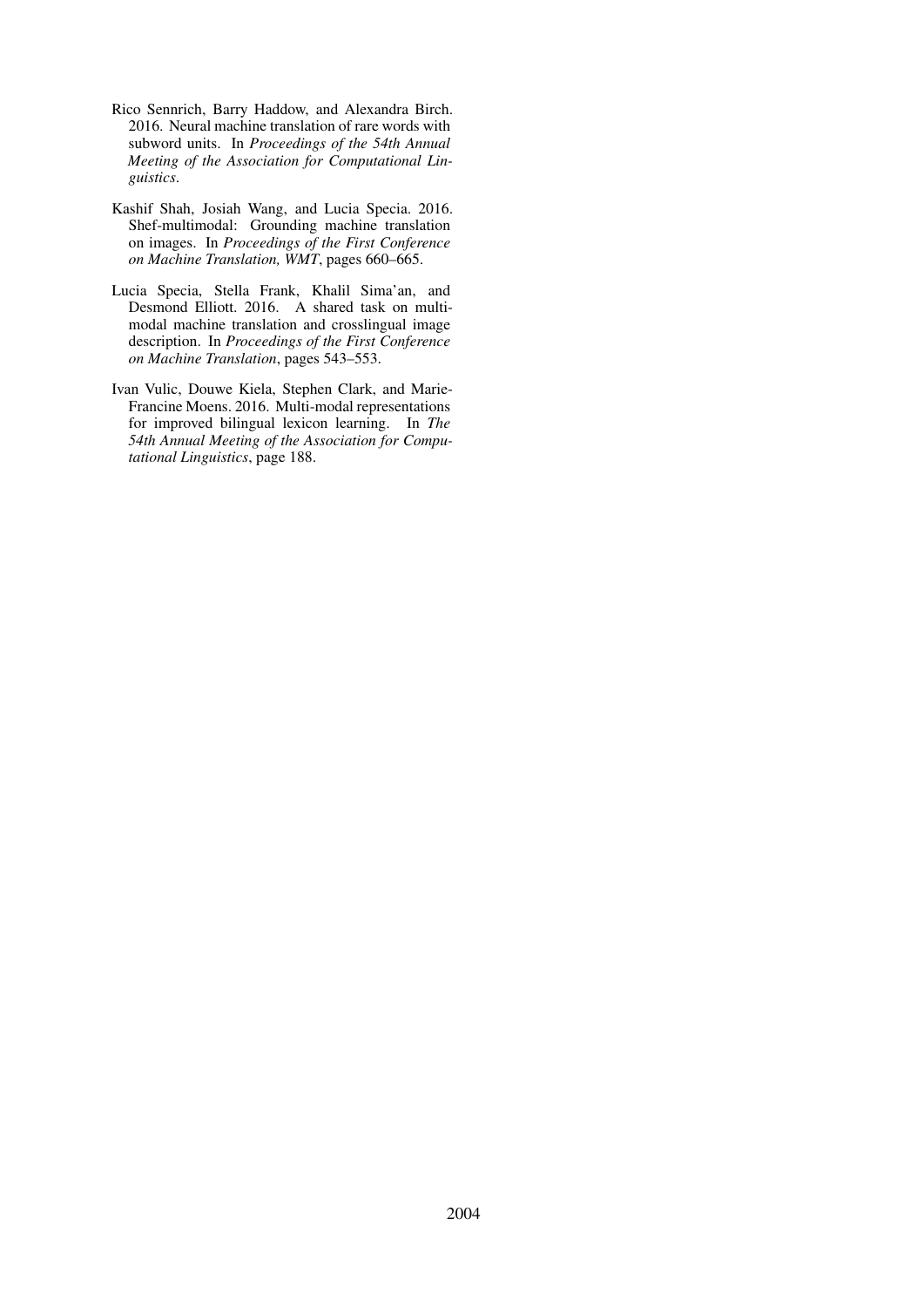Rico Sennrich, Barry Haddow, and Alexandra Birch. 2016. Neural machine translation of rare words with subword units. In *Proceedings of the 54th Annual Meeting of the Association for Computational Linguistics*.

Kashif Shah, Josiah Wang, and Lucia Specia. 2016. Shef-multimodal: Grounding machine translation on images. In *Proceedings of the First Conference on Machine Translation, WMT*, pages 660–665.

Lucia Specia, Stella Frank, Khalil Sima'an, and Desmond Elliott. 2016. A shared task on multi-modal machine translation and crosslingual image description. In *Proceedings of the First Conference on Machine Translation*, pages 543–553.

Ivan Vulic, Douwe Kiela, Stephen Clark, and Marie-Francine Moens. 2016. Multi-modal representations for improved bilingual lexicon learning. In *The 54th Annual Meeting of the Association for Computational Linguistics*, page 188.